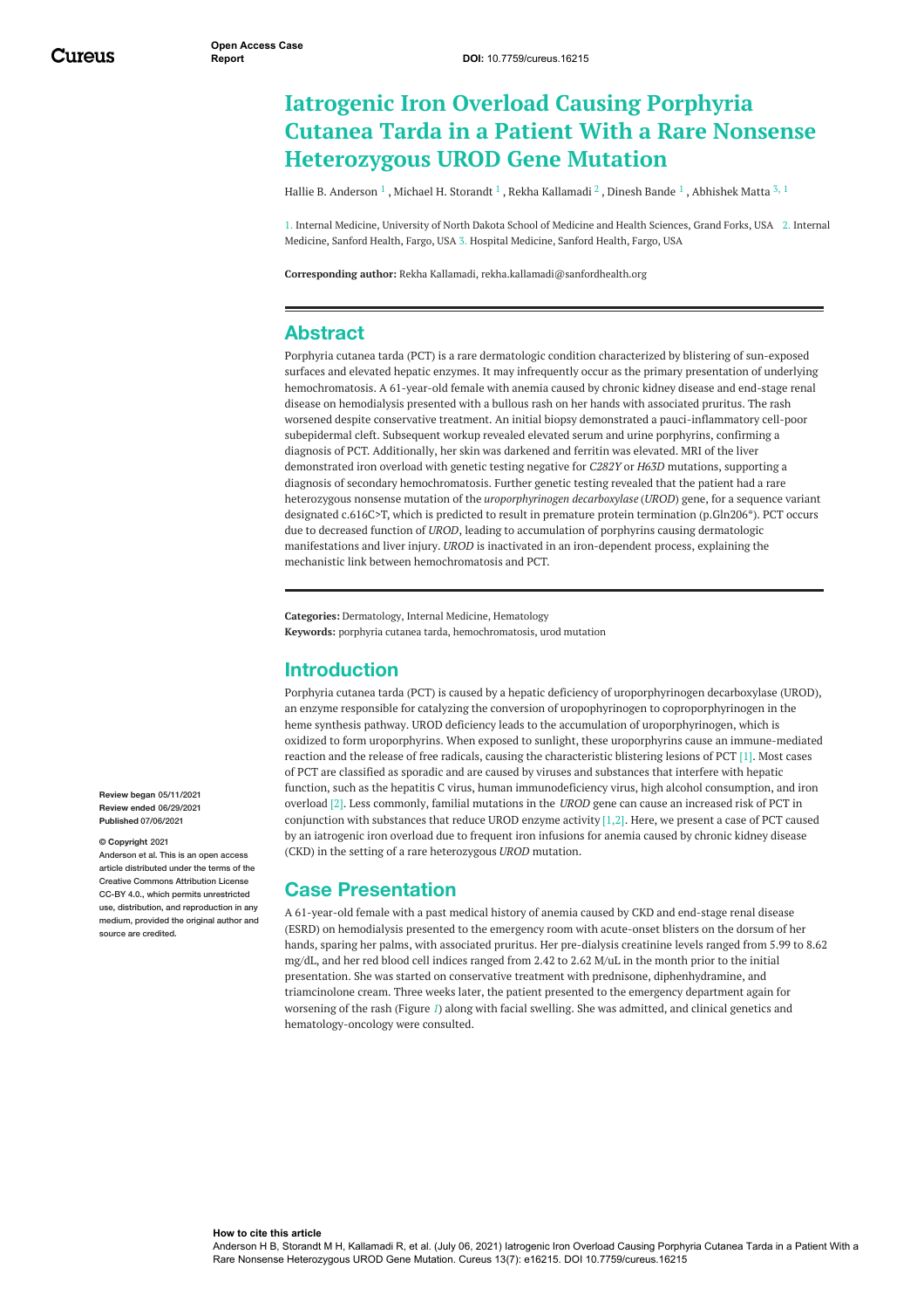# Iatrogenic Iron Overload Causing Porphyria Cutanea Tarda in a Patient With a Rare Nonsense Heterozygous UROD Gene Mutation

Hallie B. Anderson [1], Michael H. Storandt [1], Rekha Kallamadi [2], Dinesh Bande [1], Abhishek Matta [3, 1]

1. Internal Medicine, University of North Dakota School of Medicine and Health Sciences, Grand Forks, USA 2. Internal Medicine, Sanford Health, Fargo, USA 3. Hospital Medicine, Sanford Health, Fargo, USA

**Corresponding author:** Rekha Kallamadi, rekha.kallamadi@sanfordhealth.org

## Abstract

Porphyria cutanea tarda (PCT) is a rare dermatologic condition characterized by blistering of sun-exposed surfaces and elevated hepatic enzymes. It may infrequently occur as the primary presentation of underlying hemochromatosis. A 61-year-old female with anemia caused by chronic kidney disease and end-stage renal disease on hemodialysis presented with a bullous rash on her hands with associated pruritus. The rash worsened despite conservative treatment. An initial biopsy demonstrated a pauci-inflammatory cell-poor subepidermal cleft. Subsequent workup revealed elevated serum and urine porphyrins, confirming a diagnosis of PCT. Additionally, her skin was darkened and ferritin was elevated. MRI of the liver demonstrated iron overload with genetic testing negative for *C282Y* or *H63D* mutations, supporting a diagnosis of secondary hemochromatosis. Further genetic testing revealed that the patient had a rare heterozygous nonsense mutation of the *uroporphyrinogen decarboxylase* (*UROD*) gene, for a sequence variant designated c.616C>T, which is predicted to result in premature protein termination (p.Gln206*). PCT occurs due to decreased function of *UROD*, leading to accumulation of porphyrins causing dermatologic manifestations and liver injury. *UROD* is inactivated in an iron-dependent process, explaining the mechanistic link between hemochromatosis and PCT.

**Categories:** Dermatology, Internal Medicine, Hematology
**Keywords:** porphyria cutanea tarda, hemochromatosis, urod mutation

## Introduction

Porphyria cutanea tarda (PCT) is caused by a hepatic deficiency of uroporphyrinogen decarboxylase (UROD), an enzyme responsible for catalyzing the conversion of uropophyrinogen to coproporphyrinogen in the heme synthesis pathway. UROD deficiency leads to the accumulation of uroporphyrinogen, which is oxidized to form uroporphyrins. When exposed to sunlight, these uroporphyrins cause an immune-mediated reaction and the release of free radicals, causing the characteristic blistering lesions of PCT [1]. Most cases of PCT are classified as sporadic and are caused by viruses and substances that interfere with hepatic function, such as the hepatitis C virus, human immunodeficiency virus, high alcohol consumption, and iron overload [2]. Less commonly, familial mutations in the *UROD* gene can cause an increased risk of PCT in conjunction with substances that reduce UROD enzyme activity [1,2]. Here, we present a case of PCT caused by an iatrogenic iron overload due to frequent iron infusions for anemia caused by chronic kidney disease (CKD) in the setting of a rare heterozygous *UROD* mutation.

## Case Presentation

A 61-year-old female with a past medical history of anemia caused by CKD and end-stage renal disease (ESRD) on hemodialysis presented to the emergency room with acute-onset blisters on the dorsum of her hands, sparing her palms, with associated pruritus. Her pre-dialysis creatinine levels ranged from 5.99 to 8.62 mg/dL, and her red blood cell indices ranged from 2.42 to 2.62 M/uL in the month prior to the initial presentation. She was started on conservative treatment with prednisone, diphenhydramine, and triamcinolone cream. Three weeks later, the patient presented to the emergency department again for worsening of the rash (Figure *1*) along with facial swelling. She was admitted, and clinical genetics and hematology-oncology were consulted.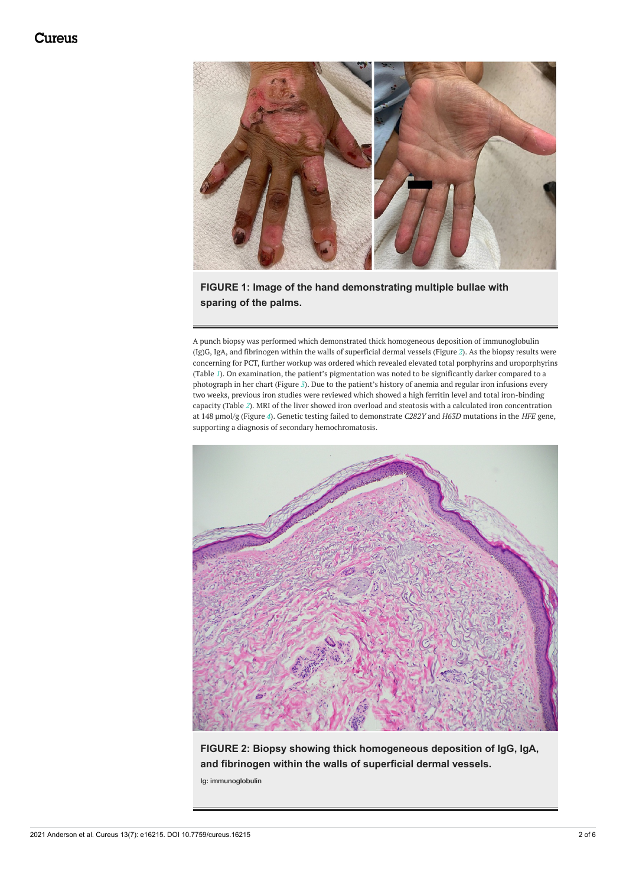**FIGURE 1: Image of the hand demonstrating multiple bullae with sparing of the palms.**

A punch biopsy was performed which demonstrated thick homogeneous deposition of immunoglobulin (Ig)G, IgA, and fibrinogen within the walls of superficial dermal vessels (Figure 2). As the biopsy results were concerning for PCT, further workup was ordered which revealed elevated total porphyrins and uroporphyrins (Table 1). On examination, the patient's pigmentation was noted to be significantly darker compared to a photograph in her chart (Figure 3). Due to the patient's history of anemia and regular iron infusions every two weeks, previous iron studies were reviewed which showed a high ferritin level and total iron-binding capacity (Table 2). MRI of the liver showed iron overload and steatosis with a calculated iron concentration at 148 µmol/g (Figure 4). Genetic testing failed to demonstrate *C282Y* and *H63D* mutations in the *HFE* gene, supporting a diagnosis of secondary hemochromatosis.

**FIGURE 2: Biopsy showing thick homogeneous deposition of IgG, IgA, and fibrinogen within the walls of superficial dermal vessels.**

Ig: immunoglobulin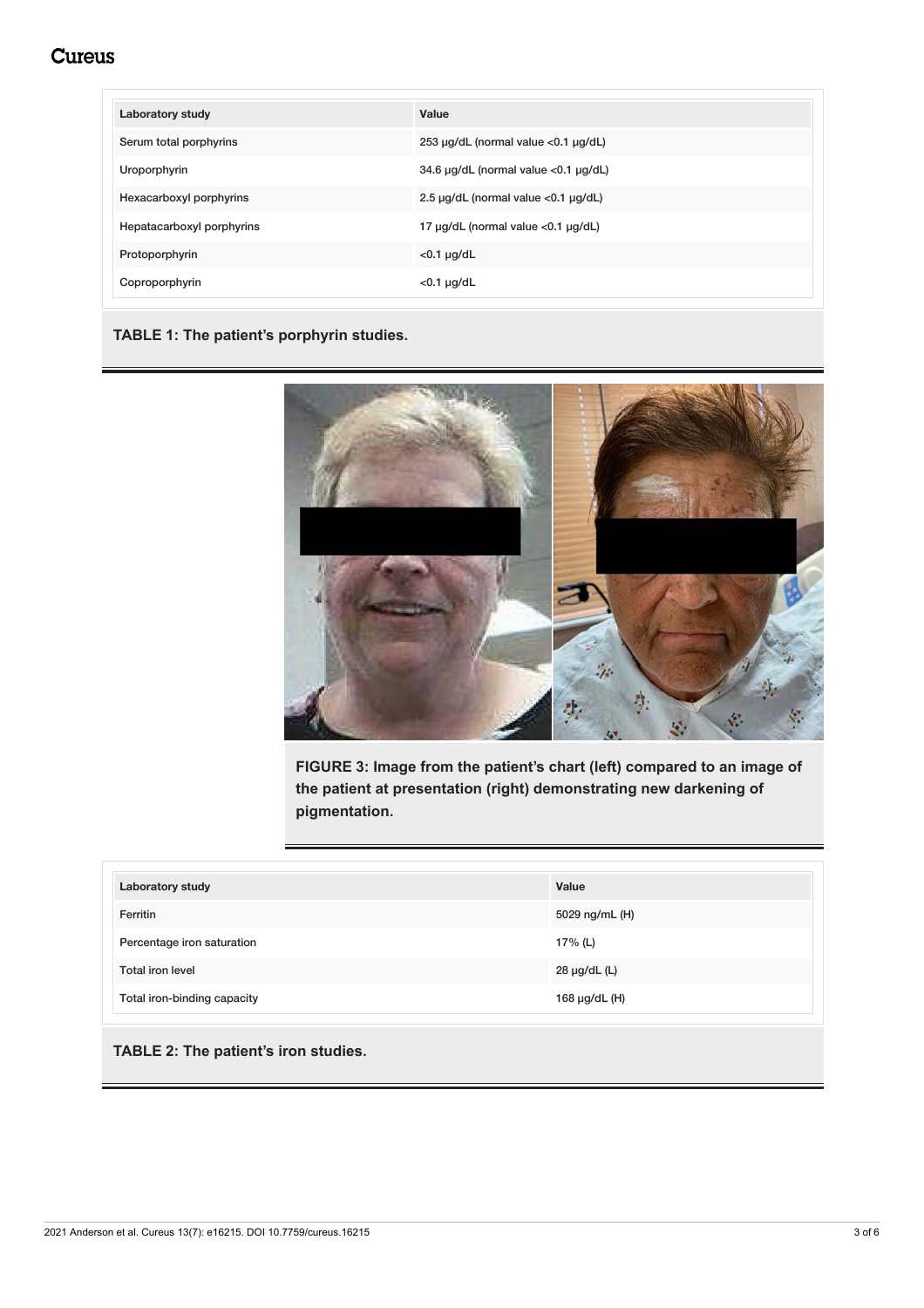| Laboratory study | Value |
| --- | --- |
| Serum total porphyrins | 253 µg/dL (normal value <0.1 µg/dL) |
| Uroporphyrin | 34.6 µg/dL (normal value <0.1 µg/dL) |
| Hexacarboxyl porphyrins | 2.5 µg/dL (normal value <0.1 µg/dL) |
| Hepatacarboxyl porphyrins | 17 µg/dL (normal value <0.1 µg/dL) |
| Protoporphyrin | <0.1 µg/dL |
| Coproporphyrin | <0.1 µg/dL |

**TABLE 1: The patient's porphyrin studies.**

**FIGURE 3: Image from the patient's chart (left) compared to an image of the patient at presentation (right) demonstrating new darkening of pigmentation.**

| Laboratory study | Value |
| --- | --- |
| Ferritin | 5029 ng/mL (H) |
| Percentage iron saturation | 17% (L) |
| Total iron level | 28 µg/dL (L) |
| Total iron-binding capacity | 168 µg/dL (H) |

**TABLE 2: The patient's iron studies.**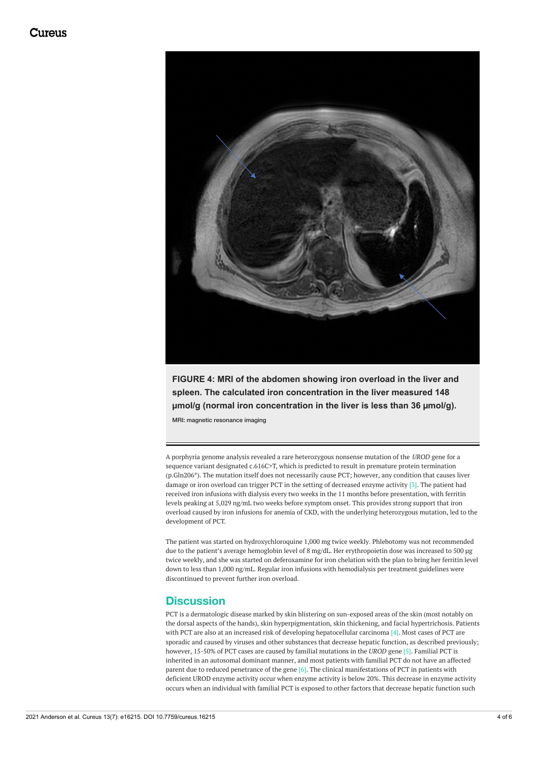**FIGURE 4: MRI of the abdomen showing iron overload in the liver and spleen. The calculated iron concentration in the liver measured 148 μmol/g (normal iron concentration in the liver is less than 36 μmol/g).**

MRI: magnetic resonance imaging

A porphyria genome analysis revealed a rare heterozygous nonsense mutation of the *UROD* gene for a sequence variant designated c.616C>T, which is predicted to result in premature protein termination (p.Gln206*). The mutation itself does not necessarily cause PCT; however, any condition that causes liver damage or iron overload can trigger PCT in the setting of decreased enzyme activity [3]. The patient had received iron infusions with dialysis every two weeks in the 11 months before presentation, with ferritin levels peaking at 5,029 ng/mL two weeks before symptom onset. This provides strong support that iron overload caused by iron infusions for anemia of CKD, with the underlying heterozygous mutation, led to the development of PCT.

The patient was started on hydroxychloroquine 1,000 mg twice weekly. Phlebotomy was not recommended due to the patient's average hemoglobin level of 8 mg/dL. Her erythropoietin dose was increased to 500 μg twice weekly, and she was started on deferoxamine for iron chelation with the plan to bring her ferritin level down to less than 1,000 ng/mL. Regular iron infusions with hemodialysis per treatment guidelines were discontinued to prevent further iron overload.

## Discussion

PCT is a dermatologic disease marked by skin blistering on sun-exposed areas of the skin (most notably on the dorsal aspects of the hands), skin hyperpigmentation, skin thickening, and facial hypertrichosis. Patients with PCT are also at an increased risk of developing hepatocellular carcinoma [4]. Most cases of PCT are sporadic and caused by viruses and other substances that decrease hepatic function, as described previously; however, 15-50% of PCT cases are caused by familial mutations in the *UROD* gene [5]. Familial PCT is inherited in an autosomal dominant manner, and most patients with familial PCT do not have an affected parent due to reduced penetrance of the gene [6]. The clinical manifestations of PCT in patients with deficient UROD enzyme activity occur when enzyme activity is below 20%. This decrease in enzyme activity occurs when an individual with familial PCT is exposed to other factors that decrease hepatic function such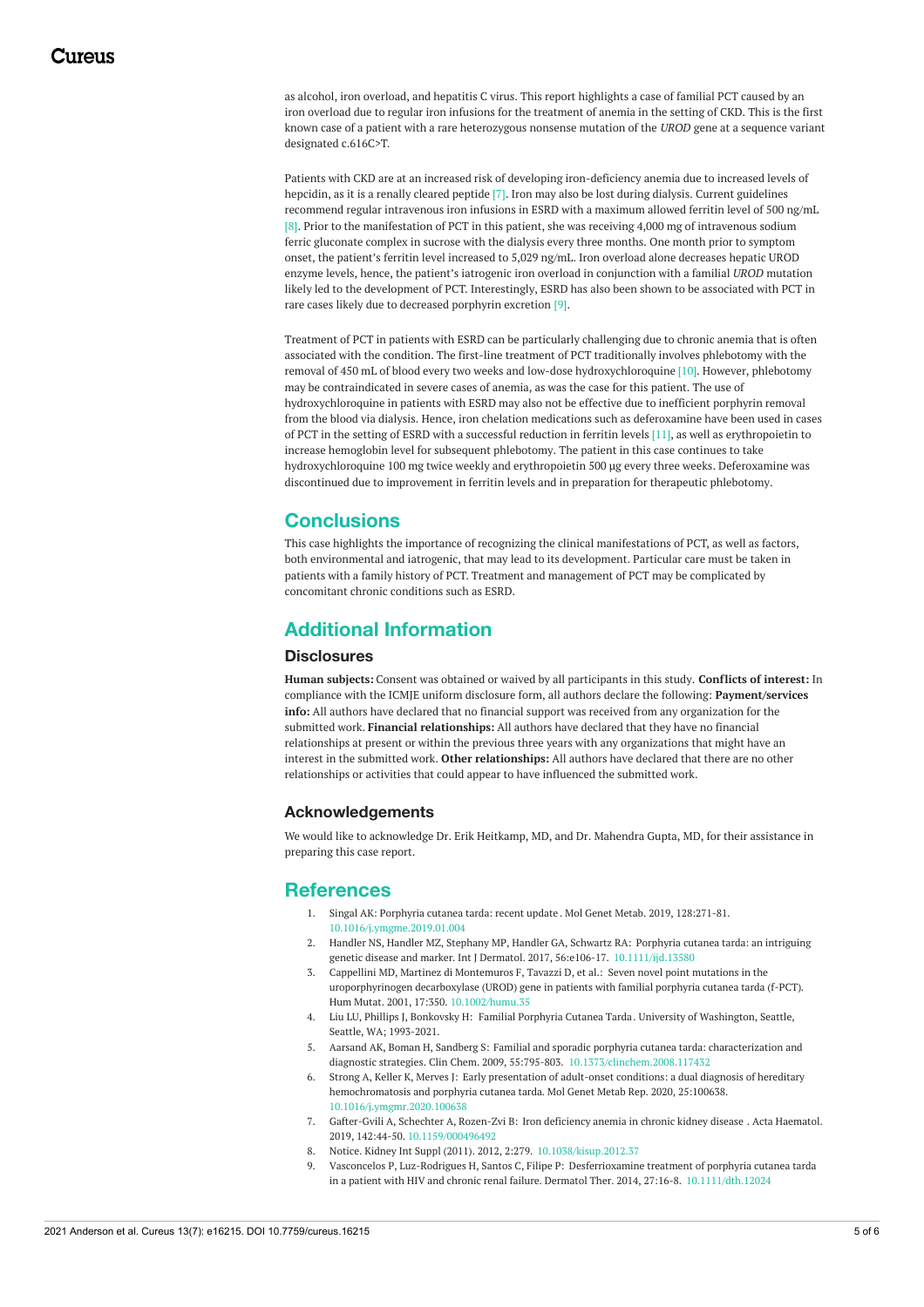as alcohol, iron overload, and hepatitis C virus. This report highlights a case of familial PCT caused by an iron overload due to regular iron infusions for the treatment of anemia in the setting of CKD. This is the first known case of a patient with a rare heterozygous nonsense mutation of the *UROD* gene at a sequence variant designated c.616C>T.

Patients with CKD are at an increased risk of developing iron-deficiency anemia due to increased levels of hepcidin, as it is a renally cleared peptide [7]. Iron may also be lost during dialysis. Current guidelines recommend regular intravenous iron infusions in ESRD with a maximum allowed ferritin level of 500 ng/mL [8]. Prior to the manifestation of PCT in this patient, she was receiving 4,000 mg of intravenous sodium ferric gluconate complex in sucrose with the dialysis every three months. One month prior to symptom onset, the patient's ferritin level increased to 5,029 ng/mL. Iron overload alone decreases hepatic UROD enzyme levels, hence, the patient's iatrogenic iron overload in conjunction with a familial *UROD* mutation likely led to the development of PCT. Interestingly, ESRD has also been shown to be associated with PCT in rare cases likely due to decreased porphyrin excretion [9].

Treatment of PCT in patients with ESRD can be particularly challenging due to chronic anemia that is often associated with the condition. The first-line treatment of PCT traditionally involves phlebotomy with the removal of 450 mL of blood every two weeks and low-dose hydroxychloroquine [10]. However, phlebotomy may be contraindicated in severe cases of anemia, as was the case for this patient. The use of hydroxychloroquine in patients with ESRD may also not be effective due to inefficient porphyrin removal from the blood via dialysis. Hence, iron chelation medications such as deferoxamine have been used in cases of PCT in the setting of ESRD with a successful reduction in ferritin levels [11], as well as erythropoietin to increase hemoglobin level for subsequent phlebotomy. The patient in this case continues to take hydroxychloroquine 100 mg twice weekly and erythropoietin 500 µg every three weeks. Deferoxamine was discontinued due to improvement in ferritin levels and in preparation for therapeutic phlebotomy.

## Conclusions

This case highlights the importance of recognizing the clinical manifestations of PCT, as well as factors, both environmental and iatrogenic, that may lead to its development. Particular care must be taken in patients with a family history of PCT. Treatment and management of PCT may be complicated by concomitant chronic conditions such as ESRD.

## Additional Information

### Disclosures

**Human subjects:** Consent was obtained or waived by all participants in this study. **Conflicts of interest:** In compliance with the ICMJE uniform disclosure form, all authors declare the following: **Payment/services info:** All authors have declared that no financial support was received from any organization for the submitted work. **Financial relationships:** All authors have declared that they have no financial relationships at present or within the previous three years with any organizations that might have an interest in the submitted work. **Other relationships:** All authors have declared that there are no other relationships or activities that could appear to have influenced the submitted work.

### Acknowledgements

We would like to acknowledge Dr. Erik Heitkamp, MD, and Dr. Mahendra Gupta, MD, for their assistance in preparing this case report.

## References

1. Singal AK: Porphyria cutanea tarda: recent update . Mol Genet Metab. 2019, 128:271-81. 10.1016/j.ymgme.2019.01.004
2. Handler NS, Handler MZ, Stephany MP, Handler GA, Schwartz RA: Porphyria cutanea tarda: an intriguing genetic disease and marker. Int J Dermatol. 2017, 56:e106-17. 10.1111/ijd.13580
3. Cappellini MD, Martinez di Montemuros F, Tavazzi D, et al.: Seven novel point mutations in the uroporphyrinogen decarboxylase (UROD) gene in patients with familial porphyria cutanea tarda (f-PCT). Hum Mutat. 2001, 17:350. 10.1002/humu.35
4. Liu LU, Phillips J, Bonkovsky H: Familial Porphyria Cutanea Tarda . University of Washington, Seattle, Seattle, WA; 1993-2021.
5. Aarsand AK, Boman H, Sandberg S: Familial and sporadic porphyria cutanea tarda: characterization and diagnostic strategies. Clin Chem. 2009, 55:795-803. 10.1373/clinchem.2008.117432
6. Strong A, Keller K, Merves J: Early presentation of adult-onset conditions: a dual diagnosis of hereditary hemochromatosis and porphyria cutanea tarda. Mol Genet Metab Rep. 2020, 25:100638. 10.1016/j.ymgmr.2020.100638
7. Gafter-Gvili A, Schechter A, Rozen-Zvi B: Iron deficiency anemia in chronic kidney disease . Acta Haematol. 2019, 142:44-50. 10.1159/000496492
8. Notice. Kidney Int Suppl (2011). 2012, 2:279. 10.1038/kisup.2012.37
9. Vasconcelos P, Luz-Rodrigues H, Santos C, Filipe P: Desferrioxamine treatment of porphyria cutanea tarda in a patient with HIV and chronic renal failure. Dermatol Ther. 2014, 27:16-8. 10.1111/dth.12024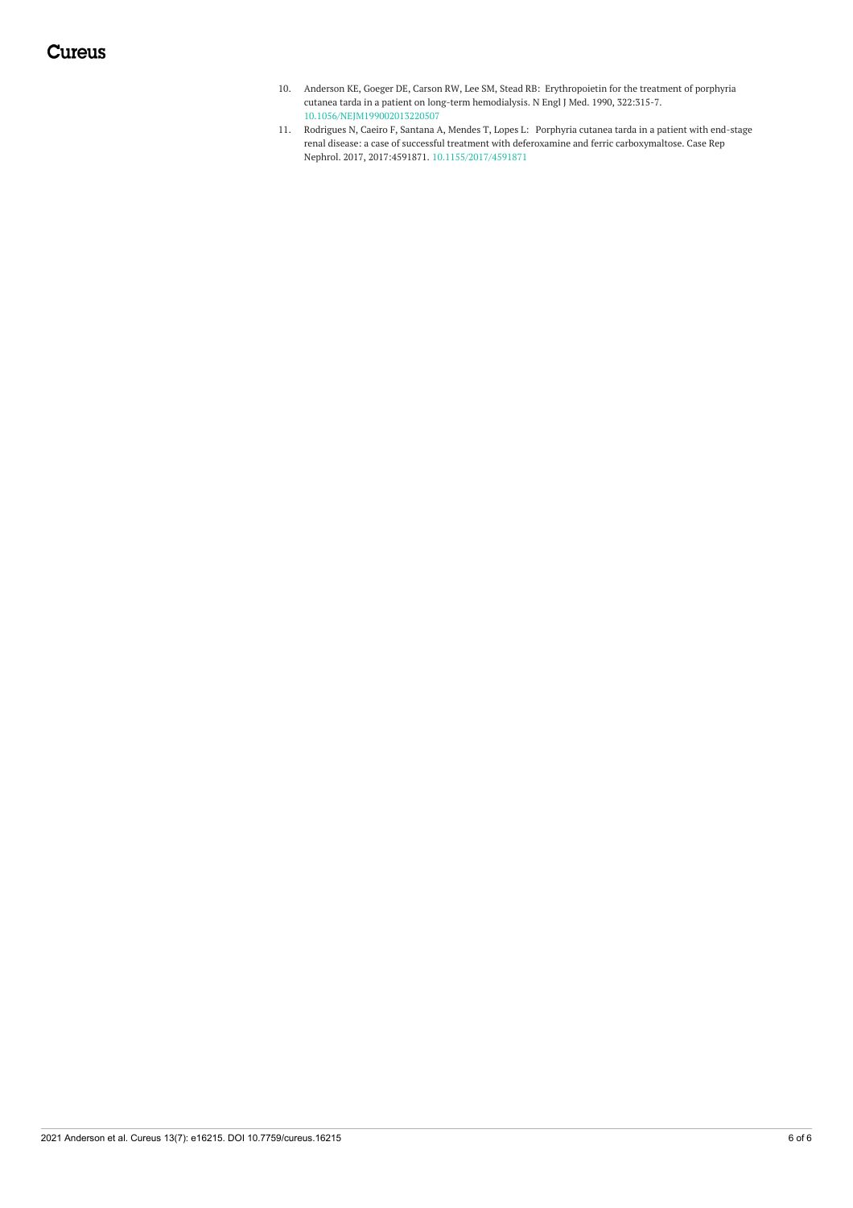10. Anderson KE, Goeger DE, Carson RW, Lee SM, Stead RB: Erythropoietin for the treatment of porphyria cutanea tarda in a patient on long-term hemodialysis. N Engl J Med. 1990, 322:315-7. 10.1056/NEJM199002013220507
11. Rodrigues N, Caeiro F, Santana A, Mendes T, Lopes L: Porphyria cutanea tarda in a patient with end-stage renal disease: a case of successful treatment with deferoxamine and ferric carboxymaltose. Case Rep Nephrol. 2017, 2017:4591871. 10.1155/2017/4591871